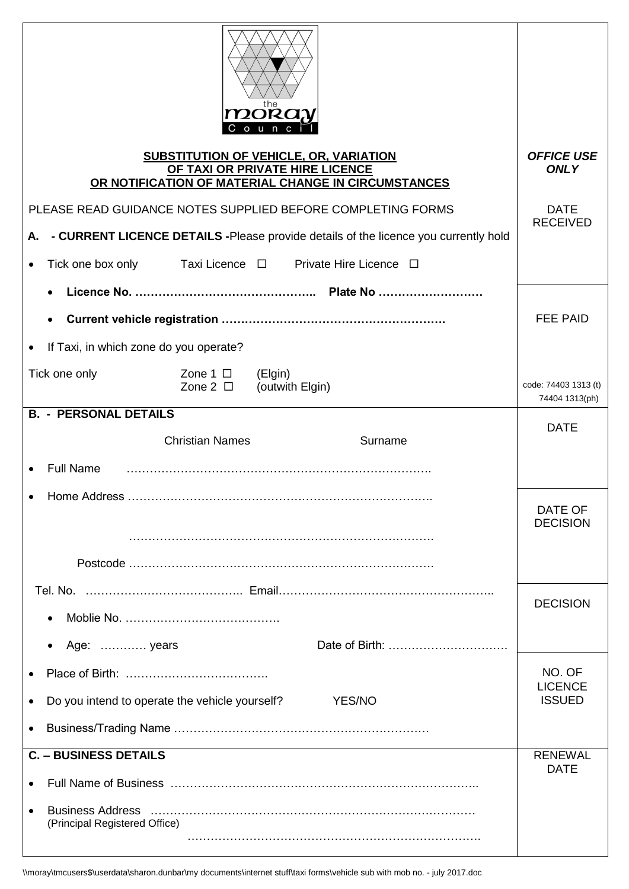the
moray
Council

## SUBSTITUTION OF VEHICLE, OR, VARIATION OF TAXI OR PRIVATE HIRE LICENCE OR NOTIFICATION OF MATERIAL CHANGE IN CIRCUMSTANCES

PLEASE READ GUIDANCE NOTES SUPPLIED BEFORE COMPLETING FORMS

**A. - CURRENT LICENCE DETAILS -** Please provide details of the licence you currently hold

- Tick one box only      Taxi Licence ☐      Private Hire Licence ☐
  - **Licence No. ……………………………………….. Plate No ………………………**
  - **Current vehicle registration ……………………………………………….**
- If Taxi, in which zone do you operate?

Tick one only      Zone 1 ☐ (Elgin)
                   Zone 2 ☐ (outwith Elgin)

**B. - PERSONAL DETAILS**

Christian Names      Surname

- Full Name ……………………………………………………………………
- Home Address ……………………………………………………………………

  ……………………………………………………………………

  Postcode ……………………………………………………………………

Tel. No. ………………………………….. Email………………………………………………..

- Moblie No. ………………………………….
- Age: ………… years      Date of Birth: …………………………
- Place of Birth: ……………………………….
- Do you intend to operate the vehicle yourself?      YES/NO
- Business/Trading Name …………………………………………………………

**C. – BUSINESS DETAILS**

- Full Name of Business ……………………………………………………………………..
- Business Address ……………………………………………………………………… (Principal Registered Office)

  ……………………………………………………………….

| *OFFICE USE ONLY* |
| --- |
| DATE RECEIVED |
| FEE PAID<br>code: 74403 1313 (t)<br>74404 1313(ph) |
| DATE |
| DATE OF DECISION |
| DECISION |
| NO. OF LICENCE ISSUED |
| RENEWAL DATE |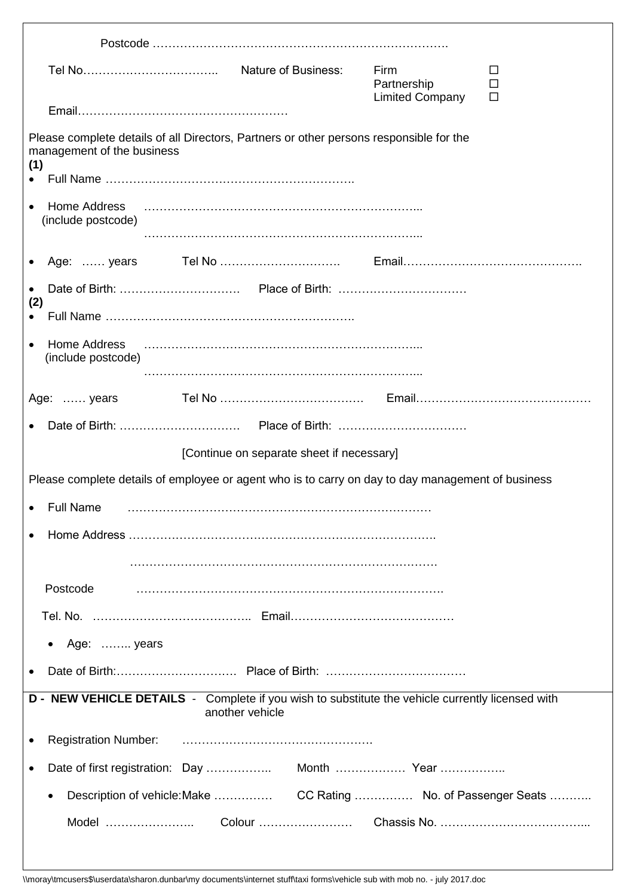Postcode …………………………………………………………………….

Tel No…………………………….. Nature of Business: Firm ☐ Partnership ☐ Limited Company ☐

Email……………………………………………

Please complete details of all Directors, Partners or other persons responsible for the management of the business

**(1)**

- Full Name ……………………………………………………….
- Home Address (include postcode) …………………………………………………………….. ……………………………………………………………..
- Age: …… years Tel No …………………………. Email……………………………………..
- Date of Birth: …………………………. Place of Birth: ……………………………

**(2)**

- Full Name ……………………………………………………….
- Home Address (include postcode) …………………………………………………………….. ……………………………………………………………..

Age: …… years Tel No ………………………………. Email………………………………………

- Date of Birth: …………………………. Place of Birth: ……………………………

[Continue on separate sheet if necessary]

Please complete details of employee or agent who is to carry on day to day management of business

- Full Name ……………………………………………………………………
- Home Address …………………………………………………………………….

……………………………………………………………………

Postcode …………………………………………………………………….

Tel. No. ………………………………….. Email……………………………………

- Age: …….. years

- Date of Birth:…………………………. Place of Birth: ……………………………

**D - NEW VEHICLE DETAILS** - Complete if you wish to substitute the vehicle currently licensed with another vehicle

- Registration Number: ………………………………………….
- Date of first registration: Day …………….. Month ……………… Year ……………..
- Description of vehicle:Make …………… CC Rating …………… No. of Passenger Seats ………..

Model ………………….. Colour …………………… Chassis No. ………………………………...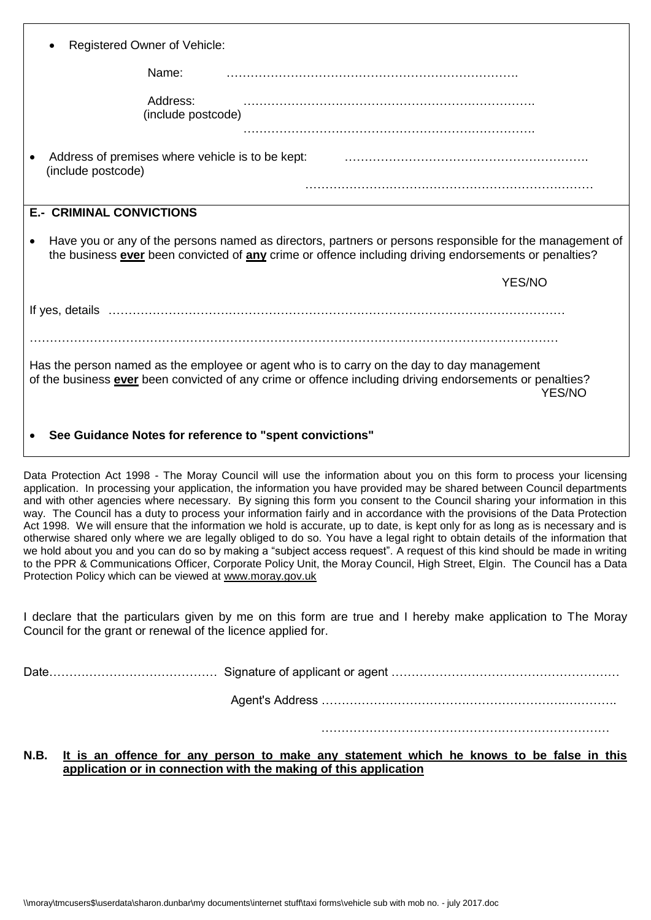- Registered Owner of Vehicle:

  Name: ……………………………………………………………….

  Address: ……………………………………………………………….
  (include postcode)
  ……………………………………………………………….

- Address of premises where vehicle is to be kept: …………………………………………………….
  (include postcode)
  ………………………………………………………………

## E.- CRIMINAL CONVICTIONS

- Have you or any of the persons named as directors, partners or persons responsible for the management of the business **ever** been convicted of **any** crime or offence including driving endorsements or penalties?

YES/NO

If yes, details ……………………………………………………………………………………………………

………………………………………………………………………………………………………………………

Has the person named as the employee or agent who is to carry on the day to day management of the business **ever** been convicted of any crime or offence including driving endorsements or penalties?

YES/NO

- **See Guidance Notes for reference to "spent convictions"**

Data Protection Act 1998 - The Moray Council will use the information about you on this form to process your licensing application. In processing your application, the information you have provided may be shared between Council departments and with other agencies where necessary. By signing this form you consent to the Council sharing your information in this way. The Council has a duty to process your information fairly and in accordance with the provisions of the Data Protection Act 1998. We will ensure that the information we hold is accurate, up to date, is kept only for as long as is necessary and is otherwise shared only where we are legally obliged to do so. You have a legal right to obtain details of the information that we hold about you and you can do so by making a "subject access request". A request of this kind should be made in writing to the PPR & Communications Officer, Corporate Policy Unit, the Moray Council, High Street, Elgin. The Council has a Data Protection Policy which can be viewed at www.moray.gov.uk

I declare that the particulars given by me on this form are true and I hereby make application to The Moray Council for the grant or renewal of the licence applied for.

Date…………………………………… Signature of applicant or agent ………………………………………………

Agent's Address ……………………………………………………………….

………………………………………………………………

**N.B.** **It is an offence for any person to make any statement which he knows to be false in this application or in connection with the making of this application**

\\moray\tmcusers$\userdata\sharon.dunbar\my documents\internet stuff\taxi forms\vehicle sub with mob no. - july 2017.doc